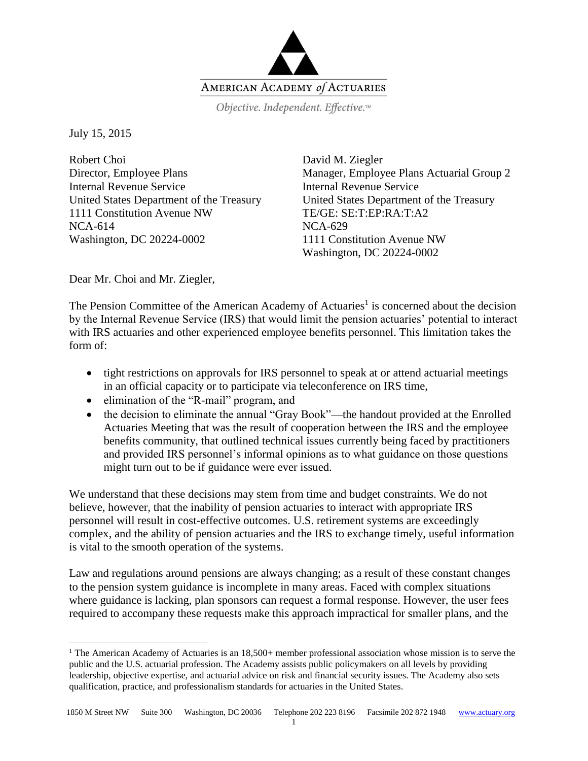AMERICAN ACADEMY *of* ACTUARIES

*Objective. Independent. Effective.*™

July 15, 2015

Robert Choi
Director, Employee Plans
Internal Revenue Service
United States Department of the Treasury
1111 Constitution Avenue NW
NCA-614
Washington, DC 20224-0002

David M. Ziegler
Manager, Employee Plans Actuarial Group 2
Internal Revenue Service
United States Department of the Treasury
TE/GE: SE:T:EP:RA:T:A2
NCA-629
1111 Constitution Avenue NW
Washington, DC 20224-0002

Dear Mr. Choi and Mr. Ziegler,

The Pension Committee of the American Academy of Actuaries[1] is concerned about the decision by the Internal Revenue Service (IRS) that would limit the pension actuaries' potential to interact with IRS actuaries and other experienced employee benefits personnel. This limitation takes the form of:

- tight restrictions on approvals for IRS personnel to speak at or attend actuarial meetings in an official capacity or to participate via teleconference on IRS time,
- elimination of the "R-mail" program, and
- the decision to eliminate the annual "Gray Book"—the handout provided at the Enrolled Actuaries Meeting that was the result of cooperation between the IRS and the employee benefits community, that outlined technical issues currently being faced by practitioners and provided IRS personnel's informal opinions as to what guidance on those questions might turn out to be if guidance were ever issued.

We understand that these decisions may stem from time and budget constraints. We do not believe, however, that the inability of pension actuaries to interact with appropriate IRS personnel will result in cost-effective outcomes. U.S. retirement systems are exceedingly complex, and the ability of pension actuaries and the IRS to exchange timely, useful information is vital to the smooth operation of the systems.

Law and regulations around pensions are always changing; as a result of these constant changes to the pension system guidance is incomplete in many areas. Faced with complex situations where guidance is lacking, plan sponsors can request a formal response. However, the user fees required to accompany these requests make this approach impractical for smaller plans, and the

[1] The American Academy of Actuaries is an 18,500+ member professional association whose mission is to serve the public and the U.S. actuarial profession. The Academy assists public policymakers on all levels by providing leadership, objective expertise, and actuarial advice on risk and financial security issues. The Academy also sets qualification, practice, and professionalism standards for actuaries in the United States.

1850 M Street NW Suite 300 Washington, DC 20036 Telephone 202 223 8196 Facsimile 202 872 1948 www.actuary.org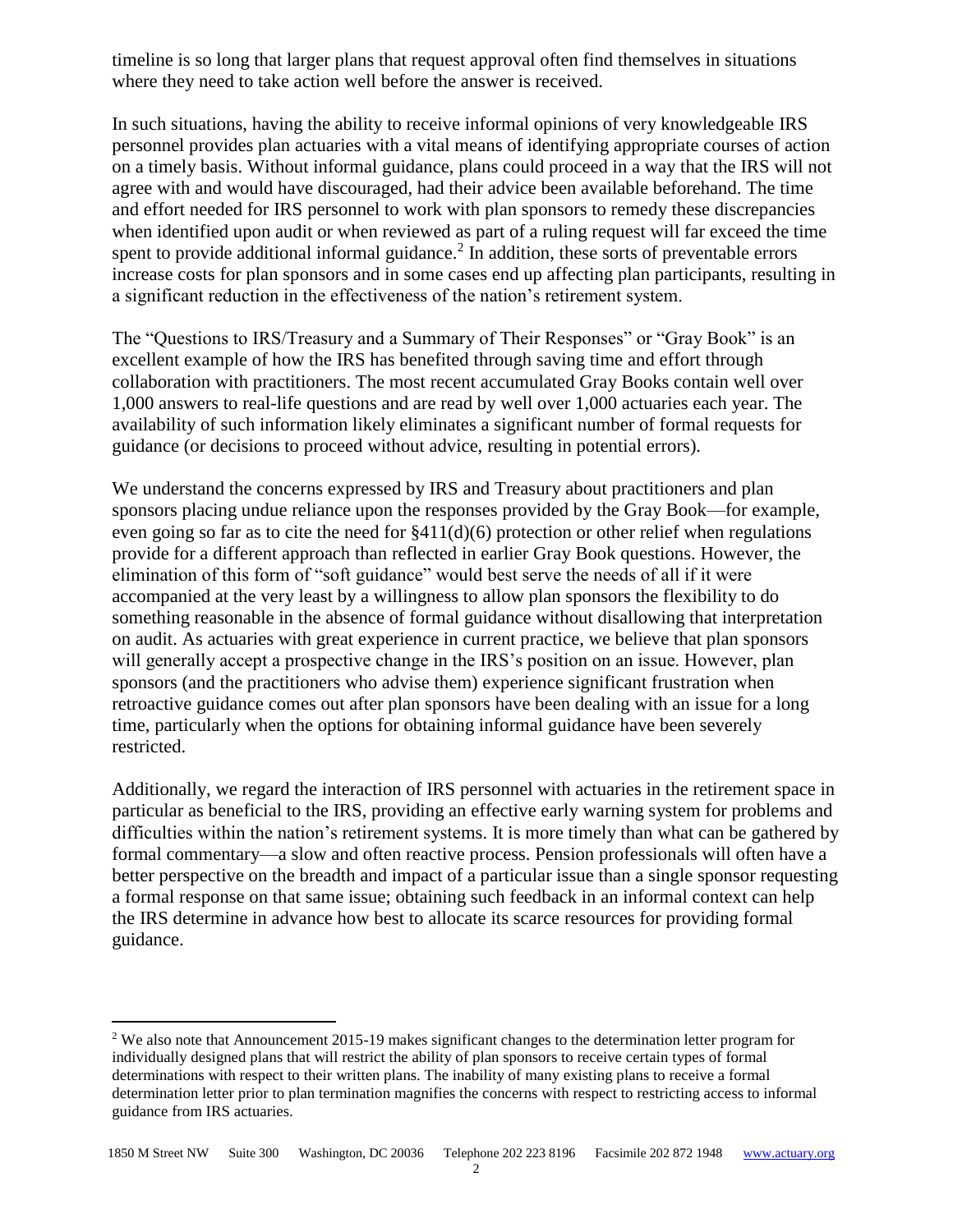timeline is so long that larger plans that request approval often find themselves in situations where they need to take action well before the answer is received.

In such situations, having the ability to receive informal opinions of very knowledgeable IRS personnel provides plan actuaries with a vital means of identifying appropriate courses of action on a timely basis. Without informal guidance, plans could proceed in a way that the IRS will not agree with and would have discouraged, had their advice been available beforehand. The time and effort needed for IRS personnel to work with plan sponsors to remedy these discrepancies when identified upon audit or when reviewed as part of a ruling request will far exceed the time spent to provide additional informal guidance.[2] In addition, these sorts of preventable errors increase costs for plan sponsors and in some cases end up affecting plan participants, resulting in a significant reduction in the effectiveness of the nation's retirement system.

The "Questions to IRS/Treasury and a Summary of Their Responses" or "Gray Book" is an excellent example of how the IRS has benefited through saving time and effort through collaboration with practitioners. The most recent accumulated Gray Books contain well over 1,000 answers to real-life questions and are read by well over 1,000 actuaries each year. The availability of such information likely eliminates a significant number of formal requests for guidance (or decisions to proceed without advice, resulting in potential errors).

We understand the concerns expressed by IRS and Treasury about practitioners and plan sponsors placing undue reliance upon the responses provided by the Gray Book—for example, even going so far as to cite the need for §411(d)(6) protection or other relief when regulations provide for a different approach than reflected in earlier Gray Book questions. However, the elimination of this form of "soft guidance" would best serve the needs of all if it were accompanied at the very least by a willingness to allow plan sponsors the flexibility to do something reasonable in the absence of formal guidance without disallowing that interpretation on audit. As actuaries with great experience in current practice, we believe that plan sponsors will generally accept a prospective change in the IRS's position on an issue. However, plan sponsors (and the practitioners who advise them) experience significant frustration when retroactive guidance comes out after plan sponsors have been dealing with an issue for a long time, particularly when the options for obtaining informal guidance have been severely restricted.

Additionally, we regard the interaction of IRS personnel with actuaries in the retirement space in particular as beneficial to the IRS, providing an effective early warning system for problems and difficulties within the nation's retirement systems. It is more timely than what can be gathered by formal commentary—a slow and often reactive process. Pension professionals will often have a better perspective on the breadth and impact of a particular issue than a single sponsor requesting a formal response on that same issue; obtaining such feedback in an informal context can help the IRS determine in advance how best to allocate its scarce resources for providing formal guidance.

[2] We also note that Announcement 2015-19 makes significant changes to the determination letter program for individually designed plans that will restrict the ability of plan sponsors to receive certain types of formal determinations with respect to their written plans. The inability of many existing plans to receive a formal determination letter prior to plan termination magnifies the concerns with respect to restricting access to informal guidance from IRS actuaries.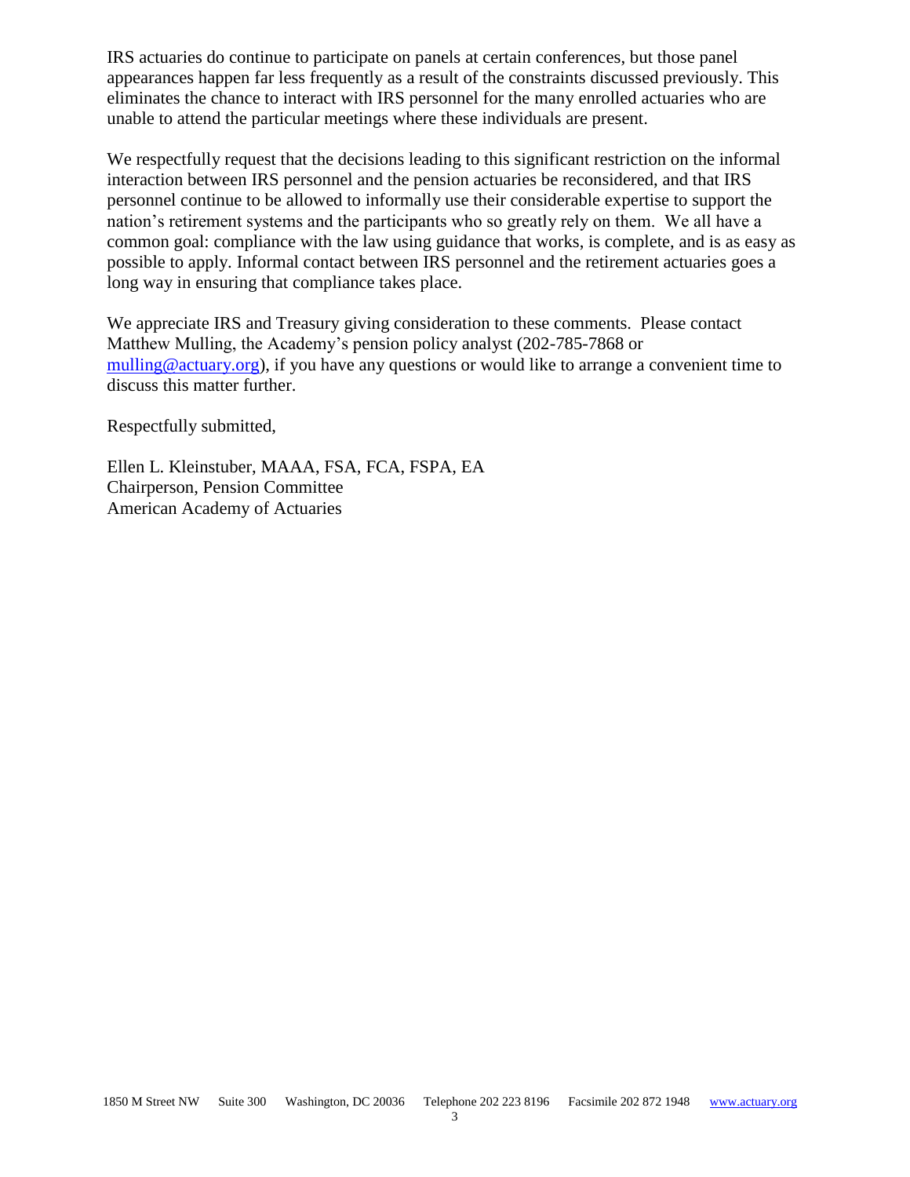IRS actuaries do continue to participate on panels at certain conferences, but those panel appearances happen far less frequently as a result of the constraints discussed previously. This eliminates the chance to interact with IRS personnel for the many enrolled actuaries who are unable to attend the particular meetings where these individuals are present.

We respectfully request that the decisions leading to this significant restriction on the informal interaction between IRS personnel and the pension actuaries be reconsidered, and that IRS personnel continue to be allowed to informally use their considerable expertise to support the nation's retirement systems and the participants who so greatly rely on them. We all have a common goal: compliance with the law using guidance that works, is complete, and is as easy as possible to apply. Informal contact between IRS personnel and the retirement actuaries goes a long way in ensuring that compliance takes place.

We appreciate IRS and Treasury giving consideration to these comments. Please contact Matthew Mulling, the Academy's pension policy analyst (202-785-7868 or mulling@actuary.org), if you have any questions or would like to arrange a convenient time to discuss this matter further.

Respectfully submitted,

Ellen L. Kleinstuber, MAAA, FSA, FCA, FSPA, EA
Chairperson, Pension Committee
American Academy of Actuaries